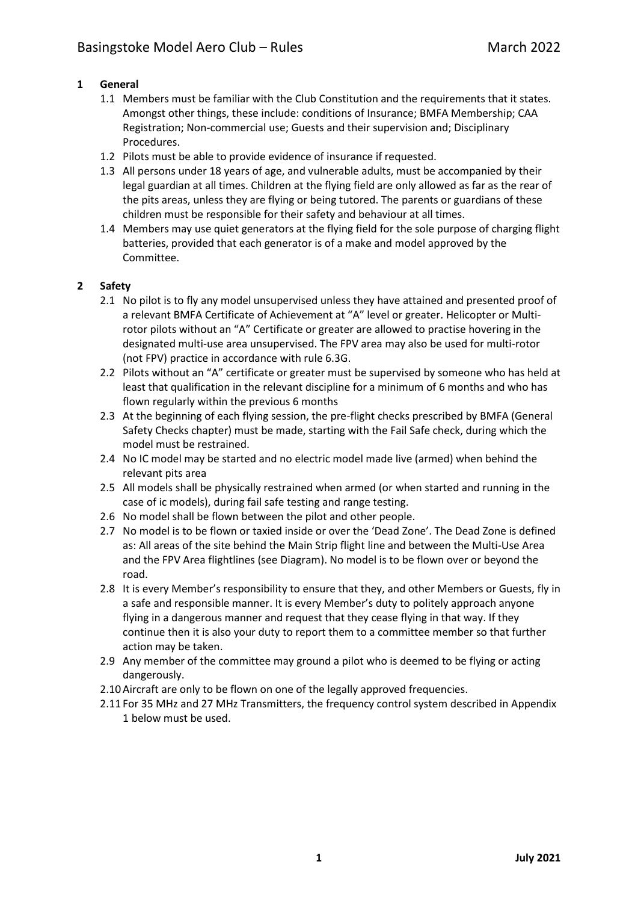## 1 General

1.1 Members must be familiar with the Club Constitution and the requirements that it states. Amongst other things, these include: conditions of Insurance; BMFA Membership; CAA Registration; Non-commercial use; Guests and their supervision and; Disciplinary Procedures.

1.2 Pilots must be able to provide evidence of insurance if requested.

1.3 All persons under 18 years of age, and vulnerable adults, must be accompanied by their legal guardian at all times. Children at the flying field are only allowed as far as the rear of the pits areas, unless they are flying or being tutored. The parents or guardians of these children must be responsible for their safety and behaviour at all times.

1.4 Members may use quiet generators at the flying field for the sole purpose of charging flight batteries, provided that each generator is of a make and model approved by the Committee.

## 2 Safety

2.1 No pilot is to fly any model unsupervised unless they have attained and presented proof of a relevant BMFA Certificate of Achievement at "A" level or greater. Helicopter or Multi-rotor pilots without an "A" Certificate or greater are allowed to practise hovering in the designated multi-use area unsupervised. The FPV area may also be used for multi-rotor (not FPV) practice in accordance with rule 6.3G.

2.2 Pilots without an "A" certificate or greater must be supervised by someone who has held at least that qualification in the relevant discipline for a minimum of 6 months and who has flown regularly within the previous 6 months

2.3 At the beginning of each flying session, the pre-flight checks prescribed by BMFA (General Safety Checks chapter) must be made, starting with the Fail Safe check, during which the model must be restrained.

2.4 No IC model may be started and no electric model made live (armed) when behind the relevant pits area

2.5 All models shall be physically restrained when armed (or when started and running in the case of ic models), during fail safe testing and range testing.

2.6 No model shall be flown between the pilot and other people.

2.7 No model is to be flown or taxied inside or over the 'Dead Zone'. The Dead Zone is defined as: All areas of the site behind the Main Strip flight line and between the Multi-Use Area and the FPV Area flightlines (see Diagram). No model is to be flown over or beyond the road.

2.8 It is every Member's responsibility to ensure that they, and other Members or Guests, fly in a safe and responsible manner. It is every Member's duty to politely approach anyone flying in a dangerous manner and request that they cease flying in that way. If they continue then it is also your duty to report them to a committee member so that further action may be taken.

2.9 Any member of the committee may ground a pilot who is deemed to be flying or acting dangerously.

2.10 Aircraft are only to be flown on one of the legally approved frequencies.

2.11 For 35 MHz and 27 MHz Transmitters, the frequency control system described in Appendix 1 below must be used.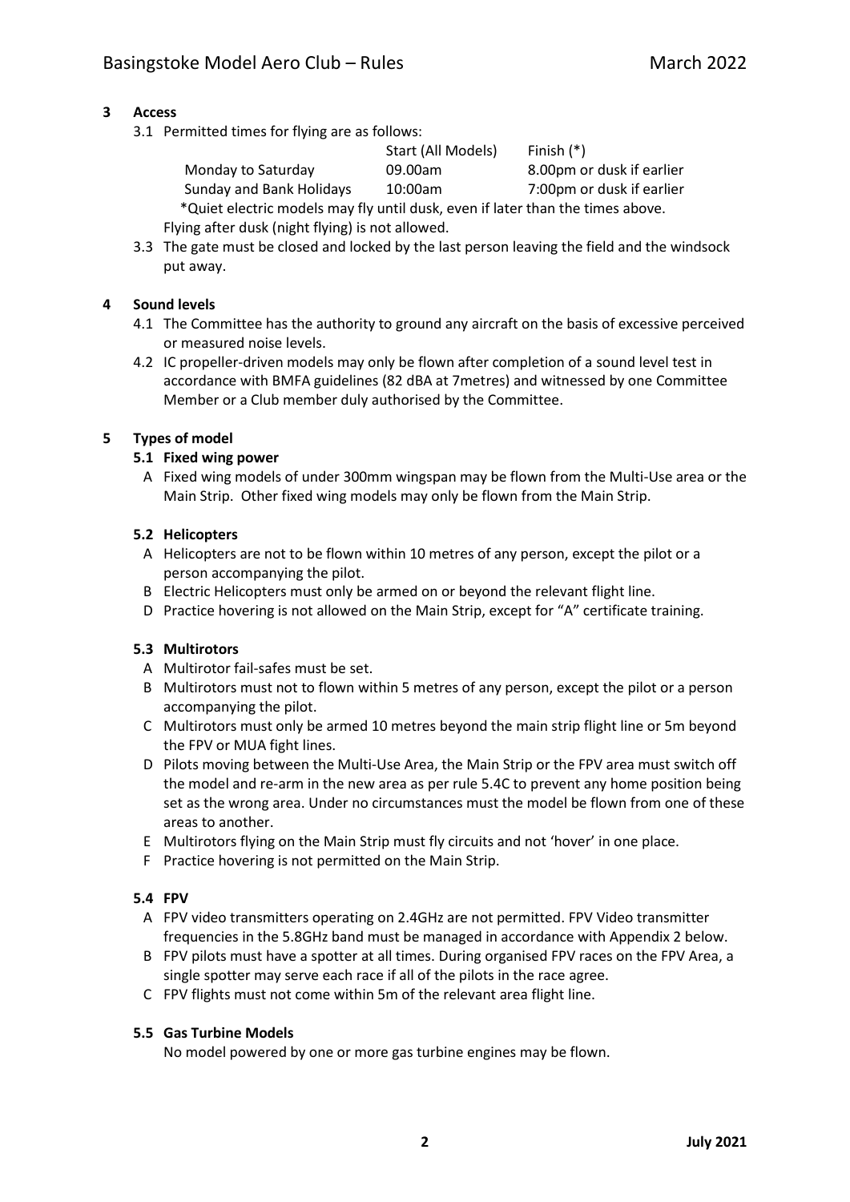## 3 Access

3.1 Permitted times for flying are as follows:

| | Start (All Models) | Finish (*) |
|---|---|---|
| Monday to Saturday | 09.00am | 8.00pm or dusk if earlier |
| Sunday and Bank Holidays | 10:00am | 7:00pm or dusk if earlier |

*Quiet electric models may fly until dusk, even if later than the times above.

Flying after dusk (night flying) is not allowed.

3.3 The gate must be closed and locked by the last person leaving the field and the windsock put away.

## 4 Sound levels

4.1 The Committee has the authority to ground any aircraft on the basis of excessive perceived or measured noise levels.

4.2 IC propeller-driven models may only be flown after completion of a sound level test in accordance with BMFA guidelines (82 dBA at 7metres) and witnessed by one Committee Member or a Club member duly authorised by the Committee.

## 5 Types of model

### 5.1 Fixed wing power

A Fixed wing models of under 300mm wingspan may be flown from the Multi-Use area or the Main Strip. Other fixed wing models may only be flown from the Main Strip.

### 5.2 Helicopters

A Helicopters are not to be flown within 10 metres of any person, except the pilot or a person accompanying the pilot.

B Electric Helicopters must only be armed on or beyond the relevant flight line.

D Practice hovering is not allowed on the Main Strip, except for "A" certificate training.

### 5.3 Multirotors

A Multirotor fail-safes must be set.

B Multirotors must not to flown within 5 metres of any person, except the pilot or a person accompanying the pilot.

C Multirotors must only be armed 10 metres beyond the main strip flight line or 5m beyond the FPV or MUA fight lines.

D Pilots moving between the Multi-Use Area, the Main Strip or the FPV area must switch off the model and re-arm in the new area as per rule 5.4C to prevent any home position being set as the wrong area. Under no circumstances must the model be flown from one of these areas to another.

E Multirotors flying on the Main Strip must fly circuits and not 'hover' in one place.

F Practice hovering is not permitted on the Main Strip.

### 5.4 FPV

A FPV video transmitters operating on 2.4GHz are not permitted. FPV Video transmitter frequencies in the 5.8GHz band must be managed in accordance with Appendix 2 below.

B FPV pilots must have a spotter at all times. During organised FPV races on the FPV Area, a single spotter may serve each race if all of the pilots in the race agree.

C FPV flights must not come within 5m of the relevant area flight line.

### 5.5 Gas Turbine Models

No model powered by one or more gas turbine engines may be flown.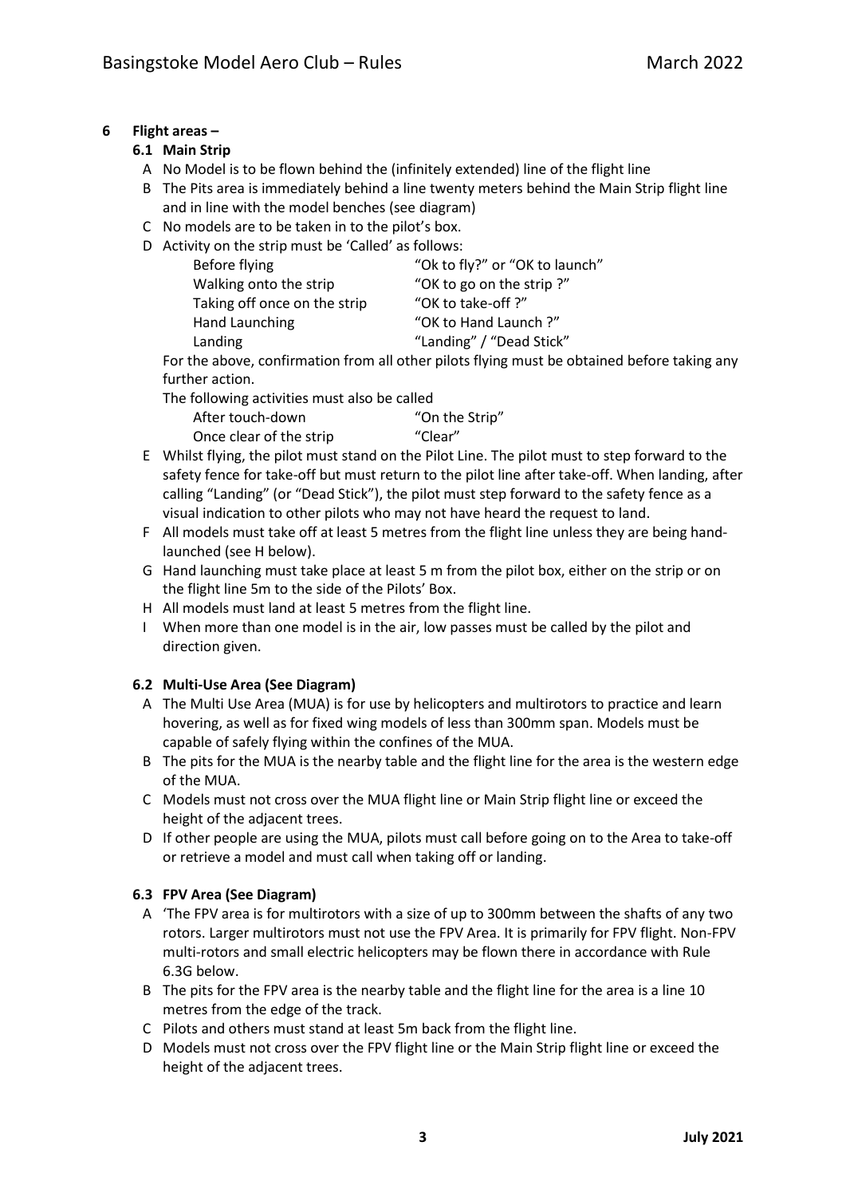## 6 Flight areas –

### 6.1 Main Strip

A No Model is to be flown behind the (infinitely extended) line of the flight line

B The Pits area is immediately behind a line twenty meters behind the Main Strip flight line and in line with the model benches (see diagram)

C No models are to be taken in to the pilot's box.

D Activity on the strip must be 'Called' as follows:

| | |
|---|---|
| Before flying | "Ok to fly?" or "OK to launch" |
| Walking onto the strip | "OK to go on the strip ?" |
| Taking off once on the strip | "OK to take-off ?" |
| Hand Launching | "OK to Hand Launch ?" |
| Landing | "Landing" / "Dead Stick" |

For the above, confirmation from all other pilots flying must be obtained before taking any further action.

The following activities must also be called

| | |
|---|---|
| After touch-down | "On the Strip" |
| Once clear of the strip | "Clear" |

E Whilst flying, the pilot must stand on the Pilot Line. The pilot must to step forward to the safety fence for take-off but must return to the pilot line after take-off. When landing, after calling "Landing" (or "Dead Stick"), the pilot must step forward to the safety fence as a visual indication to other pilots who may not have heard the request to land.

F All models must take off at least 5 metres from the flight line unless they are being hand-launched (see H below).

G Hand launching must take place at least 5 m from the pilot box, either on the strip or on the flight line 5m to the side of the Pilots' Box.

H All models must land at least 5 metres from the flight line.

I When more than one model is in the air, low passes must be called by the pilot and direction given.

### 6.2 Multi-Use Area (See Diagram)

A The Multi Use Area (MUA) is for use by helicopters and multirotors to practice and learn hovering, as well as for fixed wing models of less than 300mm span. Models must be capable of safely flying within the confines of the MUA.

B The pits for the MUA is the nearby table and the flight line for the area is the western edge of the MUA.

C Models must not cross over the MUA flight line or Main Strip flight line or exceed the height of the adjacent trees.

D If other people are using the MUA, pilots must call before going on to the Area to take-off or retrieve a model and must call when taking off or landing.

### 6.3 FPV Area (See Diagram)

A 'The FPV area is for multirotors with a size of up to 300mm between the shafts of any two rotors. Larger multirotors must not use the FPV Area. It is primarily for FPV flight. Non-FPV multi-rotors and small electric helicopters may be flown there in accordance with Rule 6.3G below.

B The pits for the FPV area is the nearby table and the flight line for the area is a line 10 metres from the edge of the track.

C Pilots and others must stand at least 5m back from the flight line.

D Models must not cross over the FPV flight line or the Main Strip flight line or exceed the height of the adjacent trees.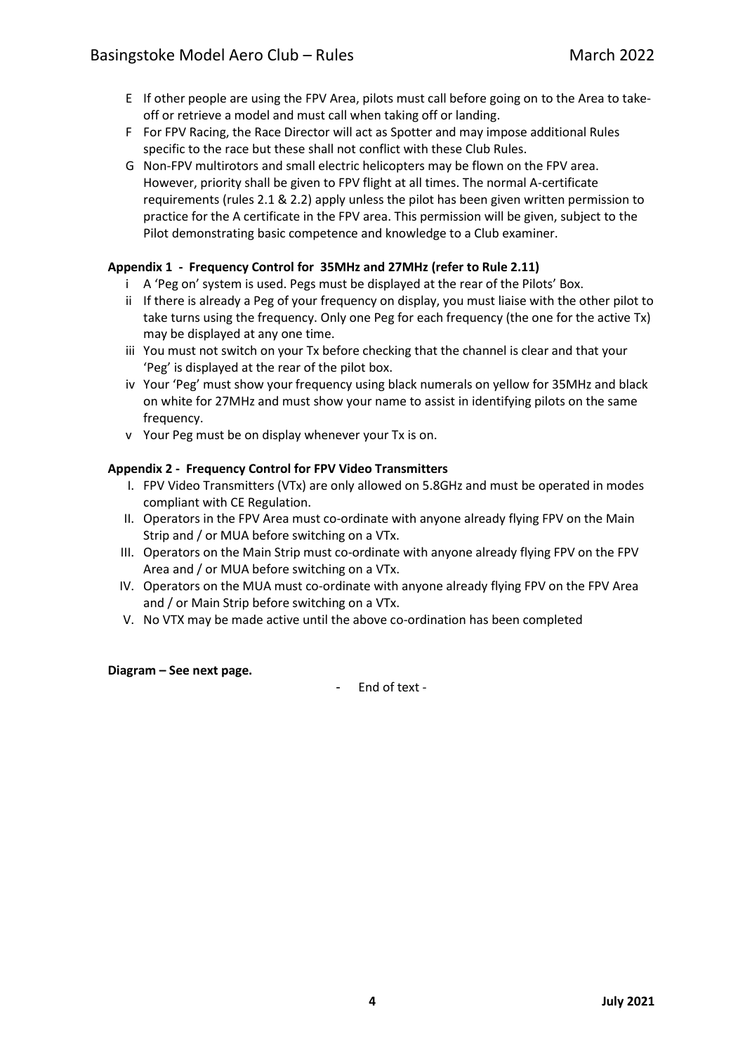E. If other people are using the FPV Area, pilots must call before going on to the Area to take-off or retrieve a model and must call when taking off or landing.

F. For FPV Racing, the Race Director will act as Spotter and may impose additional Rules specific to the race but these shall not conflict with these Club Rules.

G. Non-FPV multirotors and small electric helicopters may be flown on the FPV area. However, priority shall be given to FPV flight at all times. The normal A-certificate requirements (rules 2.1 & 2.2) apply unless the pilot has been given written permission to practice for the A certificate in the FPV area. This permission will be given, subject to the Pilot demonstrating basic competence and knowledge to a Club examiner.

**Appendix 1 - Frequency Control for 35MHz and 27MHz (refer to Rule 2.11)**

i. A 'Peg on' system is used. Pegs must be displayed at the rear of the Pilots' Box.

ii. If there is already a Peg of your frequency on display, you must liaise with the other pilot to take turns using the frequency. Only one Peg for each frequency (the one for the active Tx) may be displayed at any one time.

iii. You must not switch on your Tx before checking that the channel is clear and that your 'Peg' is displayed at the rear of the pilot box.

iv. Your 'Peg' must show your frequency using black numerals on yellow for 35MHz and black on white for 27MHz and must show your name to assist in identifying pilots on the same frequency.

v. Your Peg must be on display whenever your Tx is on.

**Appendix 2 - Frequency Control for FPV Video Transmitters**

I. FPV Video Transmitters (VTx) are only allowed on 5.8GHz and must be operated in modes compliant with CE Regulation.

II. Operators in the FPV Area must co-ordinate with anyone already flying FPV on the Main Strip and / or MUA before switching on a VTx.

III. Operators on the Main Strip must co-ordinate with anyone already flying FPV on the FPV Area and / or MUA before switching on a VTx.

IV. Operators on the MUA must co-ordinate with anyone already flying FPV on the FPV Area and / or Main Strip before switching on a VTx.

V. No VTX may be made active until the above co-ordination has been completed

**Diagram – See next page.**

- End of text -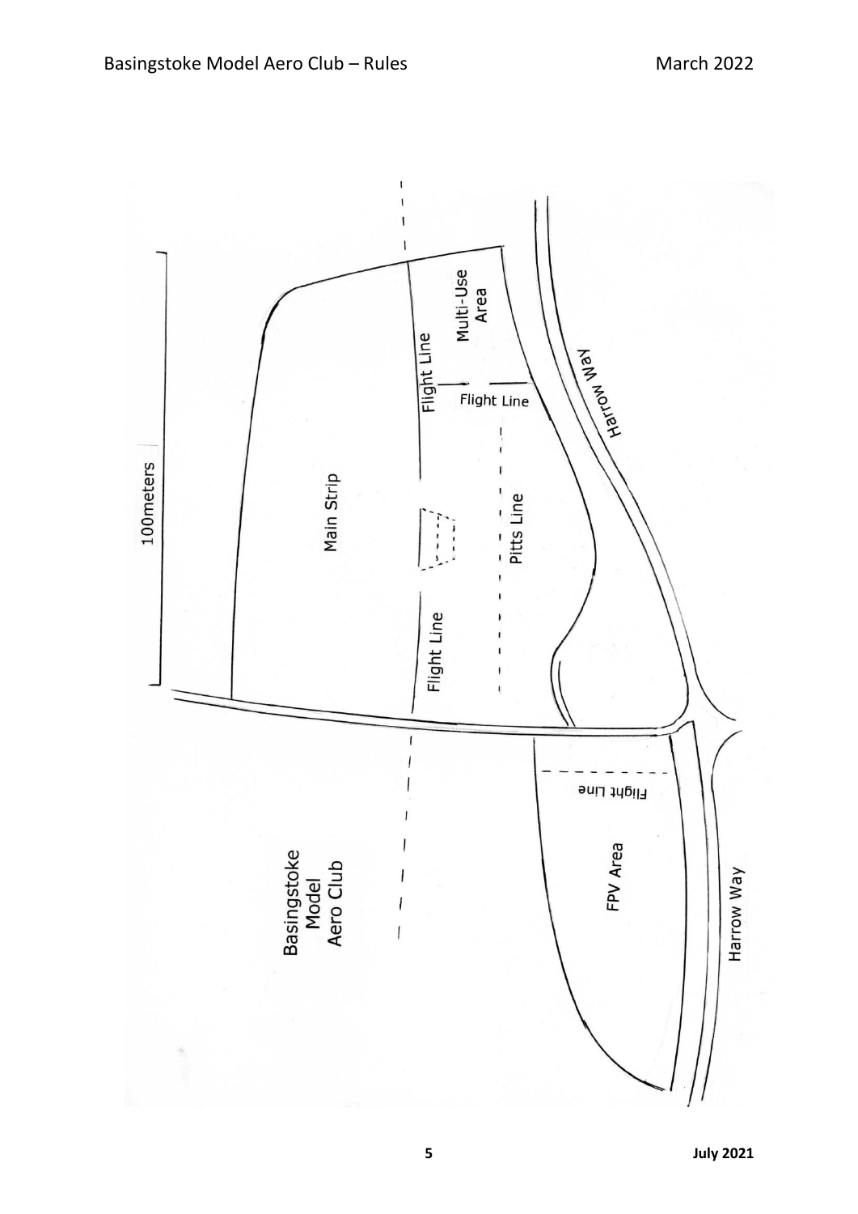100meters

Main Strip

Flight Line

Multi-Use Area

Flight Line

Pitts Line

Flight Line

Harrow Way

Basingstoke Model Aero Club

Flight Line

FPV Area

Harrow Way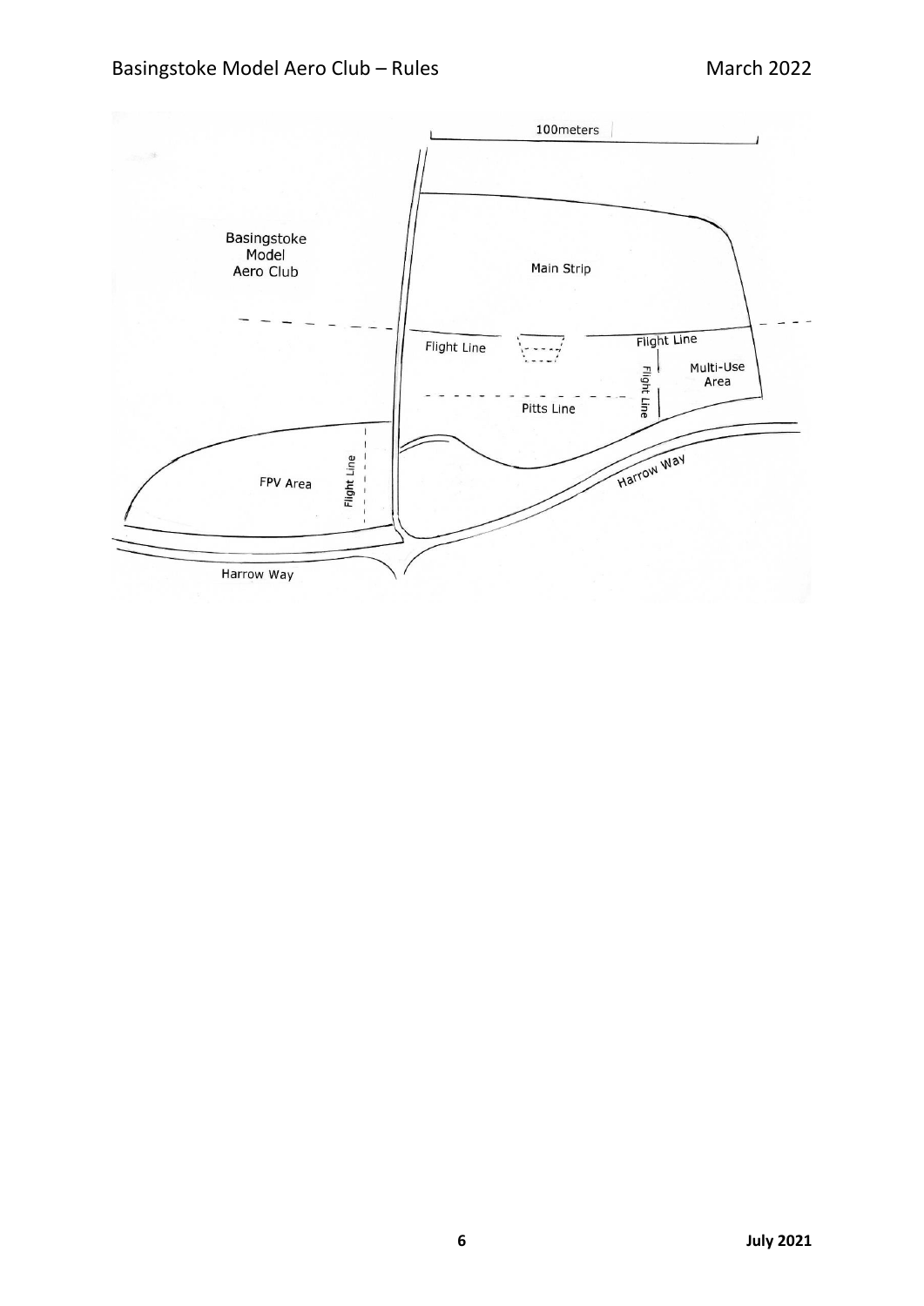100meters

Basingstoke
Model
Aero Club

Main Strip

Flight Line

Flight Line

Multi-Use
Area

Flight Line

Pitts Line

FPV Area

Flight Line

Harrow Way

Harrow Way